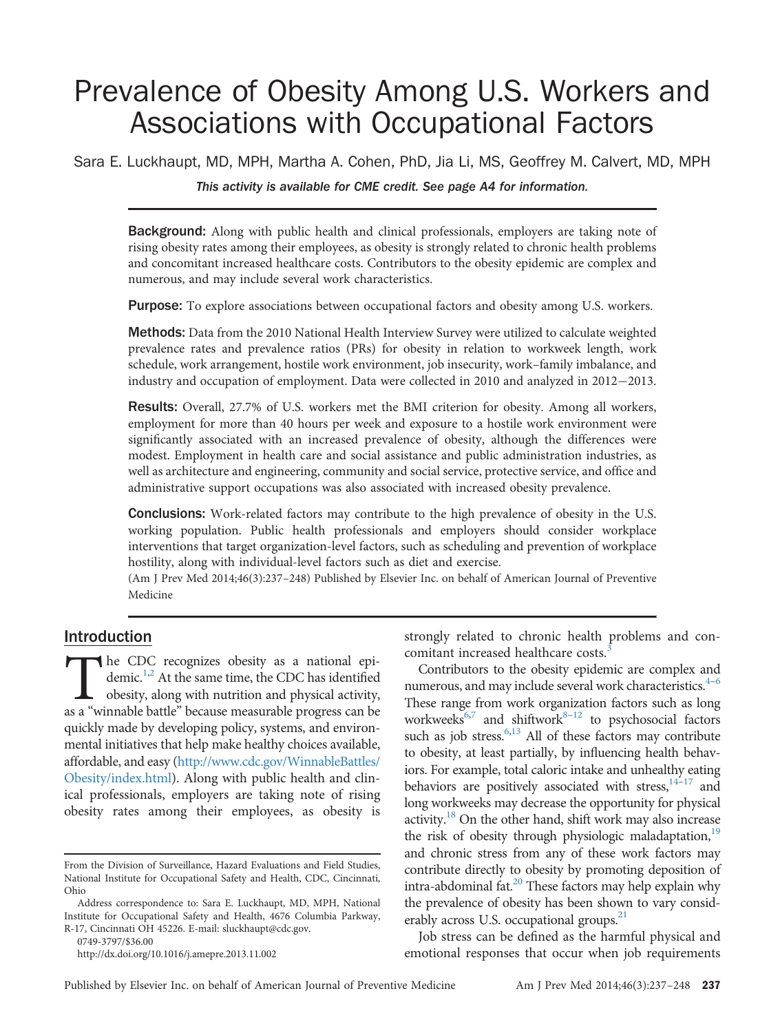# Prevalence of Obesity Among U.S. Workers and Associations with Occupational Factors

Sara E. Luckhaupt, MD, MPH, Martha A. Cohen, PhD, Jia Li, MS, Geoffrey M. Calvert, MD, MPH

*This activity is available for CME credit. See page A4 for information.*

**Background:** Along with public health and clinical professionals, employers are taking note of rising obesity rates among their employees, as obesity is strongly related to chronic health problems and concomitant increased healthcare costs. Contributors to the obesity epidemic are complex and numerous, and may include several work characteristics.

**Purpose:** To explore associations between occupational factors and obesity among U.S. workers.

**Methods:** Data from the 2010 National Health Interview Survey were utilized to calculate weighted prevalence rates and prevalence ratios (PRs) for obesity in relation to workweek length, work schedule, work arrangement, hostile work environment, job insecurity, work–family imbalance, and industry and occupation of employment. Data were collected in 2010 and analyzed in 2012−2013.

**Results:** Overall, 27.7% of U.S. workers met the BMI criterion for obesity. Among all workers, employment for more than 40 hours per week and exposure to a hostile work environment were significantly associated with an increased prevalence of obesity, although the differences were modest. Employment in health care and social assistance and public administration industries, as well as architecture and engineering, community and social service, protective service, and office and administrative support occupations was also associated with increased obesity prevalence.

**Conclusions:** Work-related factors may contribute to the high prevalence of obesity in the U.S. working population. Public health professionals and employers should consider workplace interventions that target organization-level factors, such as scheduling and prevention of workplace hostility, along with individual-level factors such as diet and exercise.

(Am J Prev Med 2014;46(3):237–248) Published by Elsevier Inc. on behalf of American Journal of Preventive Medicine

## Introduction

The CDC recognizes obesity as a national epidemic.[1,2] At the same time, the CDC has identified obesity, along with nutrition and physical activity, as a "winnable battle" because measurable progress can be quickly made by developing policy, systems, and environmental initiatives that help make healthy choices available, affordable, and easy (http://www.cdc.gov/WinnableBattles/Obesity/index.html). Along with public health and clinical professionals, employers are taking note of rising obesity rates among their employees, as obesity is strongly related to chronic health problems and concomitant increased healthcare costs.[3]

Contributors to the obesity epidemic are complex and numerous, and may include several work characteristics.[4–6] These range from work organization factors such as long workweeks[6,7] and shiftwork[8–12] to psychosocial factors such as job stress.[6,13] All of these factors may contribute to obesity, at least partially, by influencing health behaviors. For example, total caloric intake and unhealthy eating behaviors are positively associated with stress,[14–17] and long workweeks may decrease the opportunity for physical activity.[18] On the other hand, shift work may also increase the risk of obesity through physiologic maladaptation,[19] and chronic stress from any of these work factors may contribute directly to obesity by promoting deposition of intra-abdominal fat.[20] These factors may help explain why the prevalence of obesity has been shown to vary considerably across U.S. occupational groups.[21]

Job stress can be defined as the harmful physical and emotional responses that occur when job requirements

From the Division of Surveillance, Hazard Evaluations and Field Studies, National Institute for Occupational Safety and Health, CDC, Cincinnati, Ohio

Address correspondence to: Sara E. Luckhaupt, MD, MPH, National Institute for Occupational Safety and Health, 4676 Columbia Parkway, R-17, Cincinnati OH 45226. E-mail: sluckhaupt@cdc.gov.

0749-3797/$36.00

http://dx.doi.org/10.1016/j.amepre.2013.11.002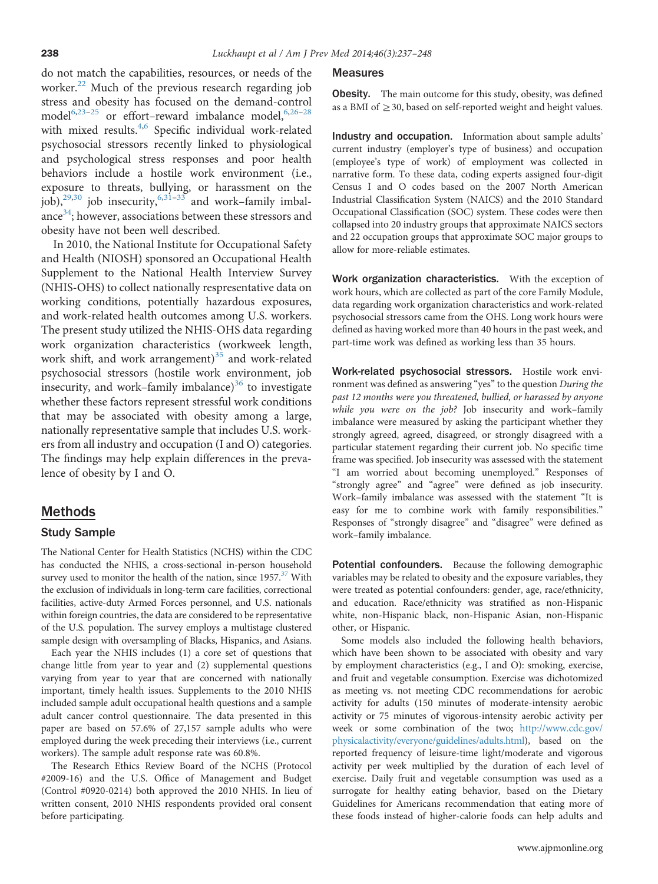do not match the capabilities, resources, or needs of the worker.[22] Much of the previous research regarding job stress and obesity has focused on the demand-control model[6,23–25] or effort–reward imbalance model,[6,26–28] with mixed results.[4,6] Specific individual work-related psychosocial stressors recently linked to physiological and psychological stress responses and poor health behaviors include a hostile work environment (i.e., exposure to threats, bullying, or harassment on the job),[29,30] job insecurity,[6,31–33] and work–family imbalance[34]; however, associations between these stressors and obesity have not been well described.

In 2010, the National Institute for Occupational Safety and Health (NIOSH) sponsored an Occupational Health Supplement to the National Health Interview Survey (NHIS-OHS) to collect nationally resprentative data on working conditions, potentially hazardous exposures, and work-related health outcomes among U.S. workers. The present study utilized the NHIS-OHS data regarding work organization characteristics (workweek length, work shift, and work arrangement)[35] and work-related psychosocial stressors (hostile work environment, job insecurity, and work–family imbalance)[36] to investigate whether these factors represent stressful work conditions that may be associated with obesity among a large, nationally representative sample that includes U.S. workers from all industry and occupation (I and O) categories. The findings may help explain differences in the prevalence of obesity by I and O.

## Methods

### Study Sample

The National Center for Health Statistics (NCHS) within the CDC has conducted the NHIS, a cross-sectional in-person household survey used to monitor the health of the nation, since 1957.[37] With the exclusion of individuals in long-term care facilities, correctional facilities, active-duty Armed Forces personnel, and U.S. nationals within foreign countries, the data are considered to be representative of the U.S. population. The survey employs a multistage clustered sample design with oversampling of Blacks, Hispanics, and Asians.

Each year the NHIS includes (1) a core set of questions that change little from year to year and (2) supplemental questions varying from year to year that are concerned with nationally important, timely health issues. Supplements to the 2010 NHIS included sample adult occupational health questions and a sample adult cancer control questionnaire. The data presented in this paper are based on 57.6% of 27,157 sample adults who were employed during the week preceding their interviews (i.e., current workers). The sample adult response rate was 60.8%.

The Research Ethics Review Board of the NCHS (Protocol #2009-16) and the U.S. Office of Management and Budget (Control #0920-0214) both approved the 2010 NHIS. In lieu of written consent, 2010 NHIS respondents provided oral consent before participating.

### Measures

**Obesity.** The main outcome for this study, obesity, was defined as a BMI of $\geq$30, based on self-reported weight and height values.

**Industry and occupation.** Information about sample adults' current industry (employer's type of business) and occupation (employee's type of work) of employment was collected in narrative form. To these data, coding experts assigned four-digit Census I and O codes based on the 2007 North American Industrial Classification System (NAICS) and the 2010 Standard Occupational Classification (SOC) system. These codes were then collapsed into 20 industry groups that approximate NAICS sectors and 22 occupation groups that approximate SOC major groups to allow for more-reliable estimates.

**Work organization characteristics.** With the exception of work hours, which are collected as part of the core Family Module, data regarding work organization characteristics and work-related psychosocial stressors came from the OHS. Long work hours were defined as having worked more than 40 hours in the past week, and part-time work was defined as working less than 35 hours.

**Work-related psychosocial stressors.** Hostile work environment was defined as answering "yes" to the question *During the past 12 months were you threatened, bullied, or harassed by anyone while you were on the job?* Job insecurity and work–family imbalance were measured by asking the participant whether they strongly agreed, agreed, disagreed, or strongly disagreed with a particular statement regarding their current job. No specific time frame was specified. Job insecurity was assessed with the statement "I am worried about becoming unemployed." Responses of "strongly agree" and "agree" were defined as job insecurity. Work–family imbalance was assessed with the statement "It is easy for me to combine work with family responsibilities." Responses of "strongly disagree" and "disagree" were defined as work–family imbalance.

**Potential confounders.** Because the following demographic variables may be related to obesity and the exposure variables, they were treated as potential confounders: gender, age, race/ethnicity, and education. Race/ethnicity was stratified as non-Hispanic white, non-Hispanic black, non-Hispanic Asian, non-Hispanic other, or Hispanic.

Some models also included the following health behaviors, which have been shown to be associated with obesity and vary by employment characteristics (e.g., I and O): smoking, exercise, and fruit and vegetable consumption. Exercise was dichotomized as meeting vs. not meeting CDC recommendations for aerobic activity for adults (150 minutes of moderate-intensity aerobic activity or 75 minutes of vigorous-intensity aerobic activity per week or some combination of the two; http://www.cdc.gov/physicalactivity/everyone/guidelines/adults.html), based on the reported frequency of leisure-time light/moderate and vigorous activity per week multiplied by the duration of each level of exercise. Daily fruit and vegetable consumption was used as a surrogate for healthy eating behavior, based on the Dietary Guidelines for Americans recommendation that eating more of these foods instead of higher-calorie foods can help adults and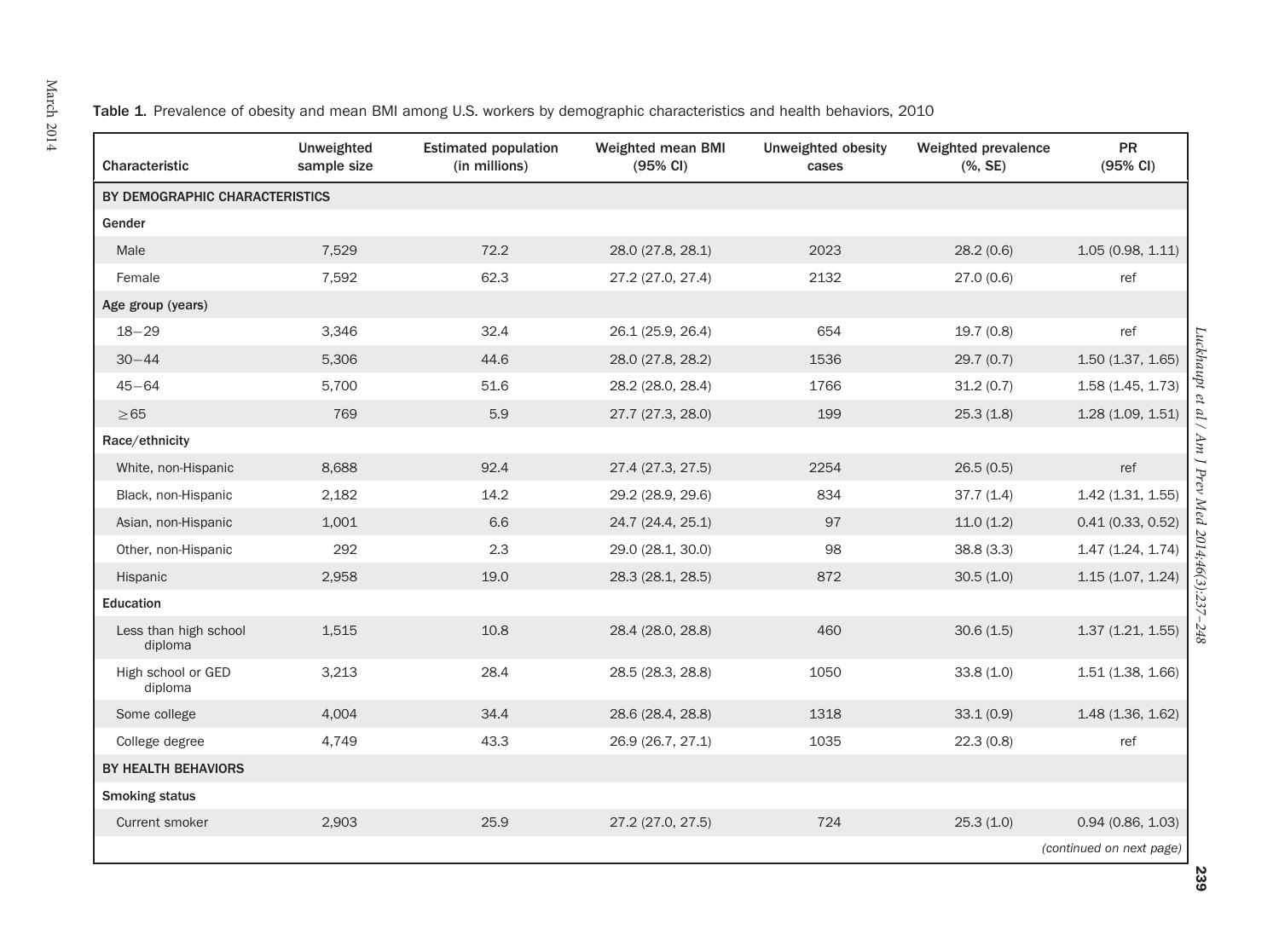**Table 1.** Prevalence of obesity and mean BMI among U.S. workers by demographic characteristics and health behaviors, 2010

| Characteristic | Unweighted sample size | Estimated population (in millions) | Weighted mean BMI (95% CI) | Unweighted obesity cases | Weighted prevalence (%, SE) | PR (95% CI) |
|---|---|---|---|---|---|---|
| **BY DEMOGRAPHIC CHARACTERISTICS** | | | | | | |
| **Gender** | | | | | | |
| Male | 7,529 | 72.2 | 28.0 (27.8, 28.1) | 2023 | 28.2 (0.6) | 1.05 (0.98, 1.11) |
| Female | 7,592 | 62.3 | 27.2 (27.0, 27.4) | 2132 | 27.0 (0.6) | ref |
| **Age group (years)** | | | | | | |
| 18−29 | 3,346 | 32.4 | 26.1 (25.9, 26.4) | 654 | 19.7 (0.8) | ref |
| 30−44 | 5,306 | 44.6 | 28.0 (27.8, 28.2) | 1536 | 29.7 (0.7) | 1.50 (1.37, 1.65) |
| 45−64 | 5,700 | 51.6 | 28.2 (28.0, 28.4) | 1766 | 31.2 (0.7) | 1.58 (1.45, 1.73) |
| ≥65 | 769 | 5.9 | 27.7 (27.3, 28.0) | 199 | 25.3 (1.8) | 1.28 (1.09, 1.51) |
| **Race/ethnicity** | | | | | | |
| White, non-Hispanic | 8,688 | 92.4 | 27.4 (27.3, 27.5) | 2254 | 26.5 (0.5) | ref |
| Black, non-Hispanic | 2,182 | 14.2 | 29.2 (28.9, 29.6) | 834 | 37.7 (1.4) | 1.42 (1.31, 1.55) |
| Asian, non-Hispanic | 1,001 | 6.6 | 24.7 (24.4, 25.1) | 97 | 11.0 (1.2) | 0.41 (0.33, 0.52) |
| Other, non-Hispanic | 292 | 2.3 | 29.0 (28.1, 30.0) | 98 | 38.8 (3.3) | 1.47 (1.24, 1.74) |
| Hispanic | 2,958 | 19.0 | 28.3 (28.1, 28.5) | 872 | 30.5 (1.0) | 1.15 (1.07, 1.24) |
| **Education** | | | | | | |
| Less than high school diploma | 1,515 | 10.8 | 28.4 (28.0, 28.8) | 460 | 30.6 (1.5) | 1.37 (1.21, 1.55) |
| High school or GED diploma | 3,213 | 28.4 | 28.5 (28.3, 28.8) | 1050 | 33.8 (1.0) | 1.51 (1.38, 1.66) |
| Some college | 4,004 | 34.4 | 28.6 (28.4, 28.8) | 1318 | 33.1 (0.9) | 1.48 (1.36, 1.62) |
| College degree | 4,749 | 43.3 | 26.9 (26.7, 27.1) | 1035 | 22.3 (0.8) | ref |
| **BY HEALTH BEHAVIORS** | | | | | | |
| **Smoking status** | | | | | | |
| Current smoker | 2,903 | 25.9 | 27.2 (27.0, 27.5) | 724 | 25.3 (1.0) | 0.94 (0.86, 1.03) |

*(continued on next page)*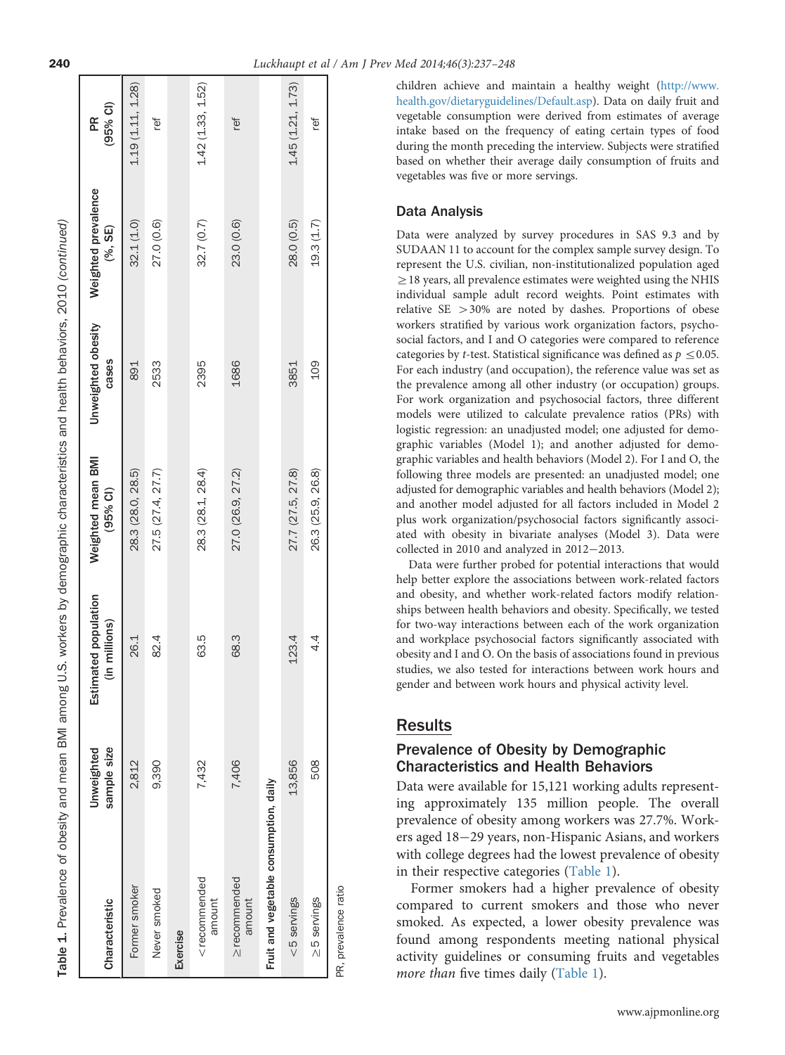**Table 1.** Prevalence of obesity and mean BMI among U.S. workers by demographic characteristics and health behaviors, 2010 (*continued*)

| Characteristic | Unweighted sample size | Estimated population (in millions) | Weighted mean BMI (95% CI) | Unweighted obesity cases | Weighted prevalence (%, SE) | PR (95% CI) |
|---|---|---|---|---|---|---|
| Former smoker | 2,812 | 26.1 | 28.3 (28.0, 28.5) | 891 | 32.1 (1.0) | 1.19 (1.11, 1.28) |
| Never smoked | 9,390 | 82.4 | 27.5 (27.4, 27.7) | 2533 | 27.0 (0.6) | ref |
| **Exercise** | | | | | | |
| <recommended amount | 7,432 | 63.5 | 28.3 (28.1, 28.4) | 2395 | 32.7 (0.7) | 1.42 (1.33, 1.52) |
| ≥recommended amount | 7,406 | 68.3 | 27.0 (26.9, 27.2) | 1686 | 23.0 (0.6) | ref |
| **Fruit and vegetable consumption, daily** | | | | | | |
| <5 servings | 13,856 | 123.4 | 27.7 (27.5, 27.8) | 3851 | 28.0 (0.5) | 1.45 (1.21, 1.73) |
| ≥5 servings | 508 | 4.4 | 26.3 (25.9, 26.8) | 109 | 19.3 (1.7) | ref |

PR, prevalence ratio

children achieve and maintain a healthy weight (http://www.health.gov/dietaryguidelines/Default.asp). Data on daily fruit and vegetable consumption were derived from estimates of average intake based on the frequency of eating certain types of food during the month preceding the interview. Subjects were stratified based on whether their average daily consumption of fruits and vegetables was five or more servings.

### Data Analysis

Data were analyzed by survey procedures in SAS 9.3 and by SUDAAN 11 to account for the complex sample survey design. To represent the U.S. civilian, non-institutionalized population aged ≥18 years, all prevalence estimates were weighted using the NHIS individual sample adult record weights. Point estimates with relative SE >30% are noted by dashes. Proportions of obese workers stratified by various work organization factors, psychosocial factors, and I and O categories were compared to reference categories by *t*-test. Statistical significance was defined as $p \leq 0.05$. For each industry (and occupation), the reference value was set as the prevalence among all other industry (or occupation) groups. For work organization and psychosocial factors, three different models were utilized to calculate prevalence ratios (PRs) with logistic regression: an unadjusted model; one adjusted for demographic variables (Model 1); and another adjusted for demographic variables and health behaviors (Model 2). For I and O, the following three models are presented: an unadjusted model; one adjusted for demographic variables and health behaviors (Model 2); and another model adjusted for all factors included in Model 2 plus work organization/psychosocial factors significantly associated with obesity in bivariate analyses (Model 3). Data were collected in 2010 and analyzed in 2012–2013.

Data were further probed for potential interactions that would help better explore the associations between work-related factors and obesity, and whether work-related factors modify relationships between health behaviors and obesity. Specifically, we tested for two-way interactions between each of the work organization and workplace psychosocial factors significantly associated with obesity and I and O. On the basis of associations found in previous studies, we also tested for interactions between work hours and gender and between work hours and physical activity level.

## Results

### Prevalence of Obesity by Demographic Characteristics and Health Behaviors

Data were available for 15,121 working adults representing approximately 135 million people. The overall prevalence of obesity among workers was 27.7%. Workers aged 18–29 years, non-Hispanic Asians, and workers with college degrees had the lowest prevalence of obesity in their respective categories (Table 1).

Former smokers had a higher prevalence of obesity compared to current smokers and those who never smoked. As expected, a lower obesity prevalence was found among respondents meeting national physical activity guidelines or consuming fruits and vegetables *more than* five times daily (Table 1).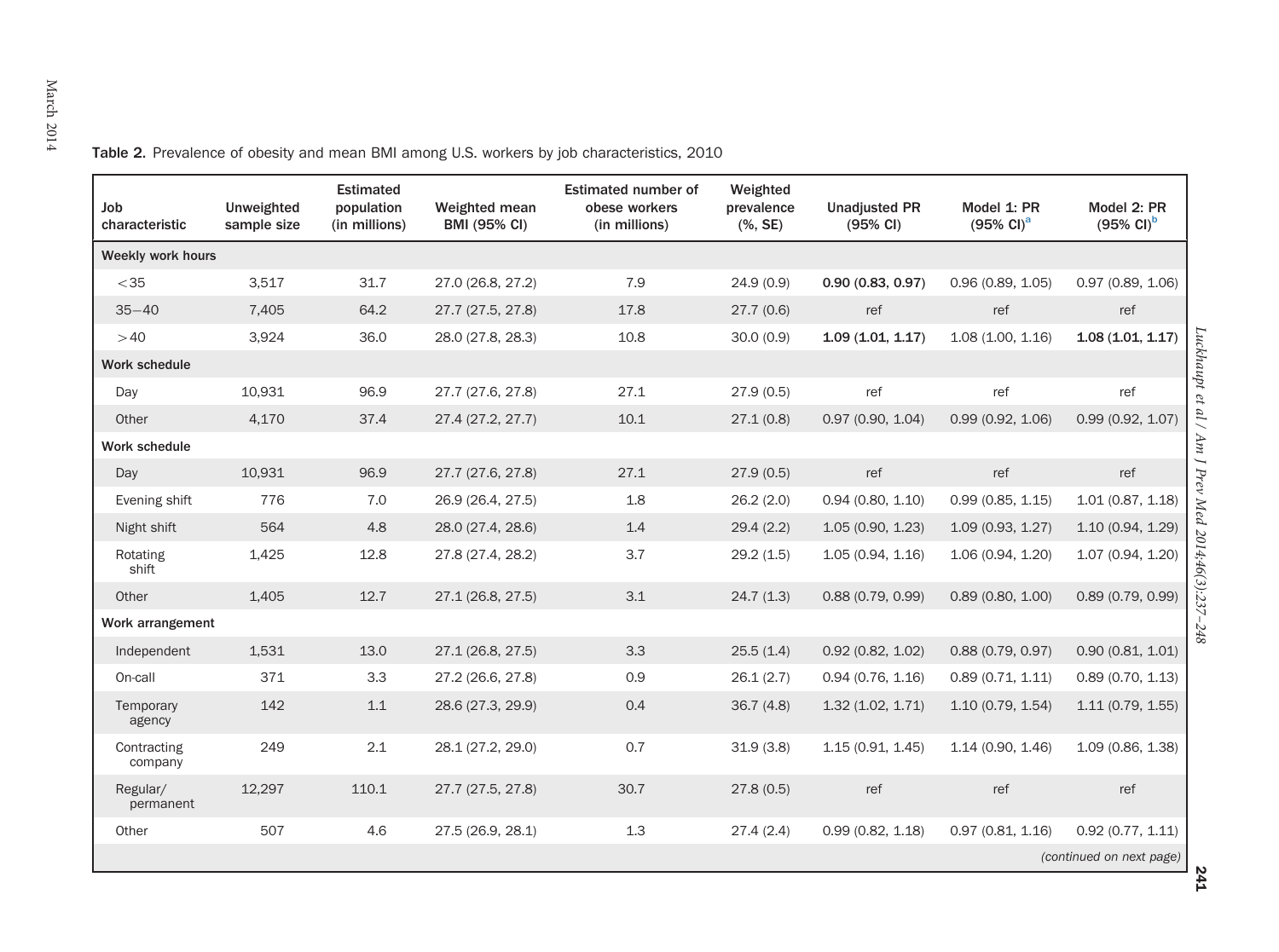**Table 2.** Prevalence of obesity and mean BMI among U.S. workers by job characteristics, 2010

| Job characteristic | Unweighted sample size | Estimated population (in millions) | Weighted mean BMI (95% CI) | Estimated number of obese workers (in millions) | Weighted prevalence (%, SE) | Unadjusted PR (95% CI) | Model 1: PR (95% CI)[a] | Model 2: PR (95% CI)[b] |
|---|---|---|---|---|---|---|---|---|
| **Weekly work hours** | | | | | | | | |
| <35 | 3,517 | 31.7 | 27.0 (26.8, 27.2) | 7.9 | 24.9 (0.9) | **0.90 (0.83, 0.97)** | 0.96 (0.89, 1.05) | 0.97 (0.89, 1.06) |
| 35−40 | 7,405 | 64.2 | 27.7 (27.5, 27.8) | 17.8 | 27.7 (0.6) | ref | ref | ref |
| >40 | 3,924 | 36.0 | 28.0 (27.8, 28.3) | 10.8 | 30.0 (0.9) | **1.09 (1.01, 1.17)** | 1.08 (1.00, 1.16) | **1.08 (1.01, 1.17)** |
| **Work schedule** | | | | | | | | |
| Day | 10,931 | 96.9 | 27.7 (27.6, 27.8) | 27.1 | 27.9 (0.5) | ref | ref | ref |
| Other | 4,170 | 37.4 | 27.4 (27.2, 27.7) | 10.1 | 27.1 (0.8) | 0.97 (0.90, 1.04) | 0.99 (0.92, 1.06) | 0.99 (0.92, 1.07) |
| **Work schedule** | | | | | | | | |
| Day | 10,931 | 96.9 | 27.7 (27.6, 27.8) | 27.1 | 27.9 (0.5) | ref | ref | ref |
| Evening shift | 776 | 7.0 | 26.9 (26.4, 27.5) | 1.8 | 26.2 (2.0) | 0.94 (0.80, 1.10) | 0.99 (0.85, 1.15) | 1.01 (0.87, 1.18) |
| Night shift | 564 | 4.8 | 28.0 (27.4, 28.6) | 1.4 | 29.4 (2.2) | 1.05 (0.90, 1.23) | 1.09 (0.93, 1.27) | 1.10 (0.94, 1.29) |
| Rotating shift | 1,425 | 12.8 | 27.8 (27.4, 28.2) | 3.7 | 29.2 (1.5) | 1.05 (0.94, 1.16) | 1.06 (0.94, 1.20) | 1.07 (0.94, 1.20) |
| Other | 1,405 | 12.7 | 27.1 (26.8, 27.5) | 3.1 | 24.7 (1.3) | 0.88 (0.79, 0.99) | 0.89 (0.80, 1.00) | 0.89 (0.79, 0.99) |
| **Work arrangement** | | | | | | | | |
| Independent | 1,531 | 13.0 | 27.1 (26.8, 27.5) | 3.3 | 25.5 (1.4) | 0.92 (0.82, 1.02) | 0.88 (0.79, 0.97) | 0.90 (0.81, 1.01) |
| On-call | 371 | 3.3 | 27.2 (26.6, 27.8) | 0.9 | 26.1 (2.7) | 0.94 (0.76, 1.16) | 0.89 (0.71, 1.11) | 0.89 (0.70, 1.13) |
| Temporary agency | 142 | 1.1 | 28.6 (27.3, 29.9) | 0.4 | 36.7 (4.8) | 1.32 (1.02, 1.71) | 1.10 (0.79, 1.54) | 1.11 (0.79, 1.55) |
| Contracting company | 249 | 2.1 | 28.1 (27.2, 29.0) | 0.7 | 31.9 (3.8) | 1.15 (0.91, 1.45) | 1.14 (0.90, 1.46) | 1.09 (0.86, 1.38) |
| Regular/ permanent | 12,297 | 110.1 | 27.7 (27.5, 27.8) | 30.7 | 27.8 (0.5) | ref | ref | ref |
| Other | 507 | 4.6 | 27.5 (26.9, 28.1) | 1.3 | 27.4 (2.4) | 0.99 (0.82, 1.18) | 0.97 (0.81, 1.16) | 0.92 (0.77, 1.11) |

*(continued on next page)*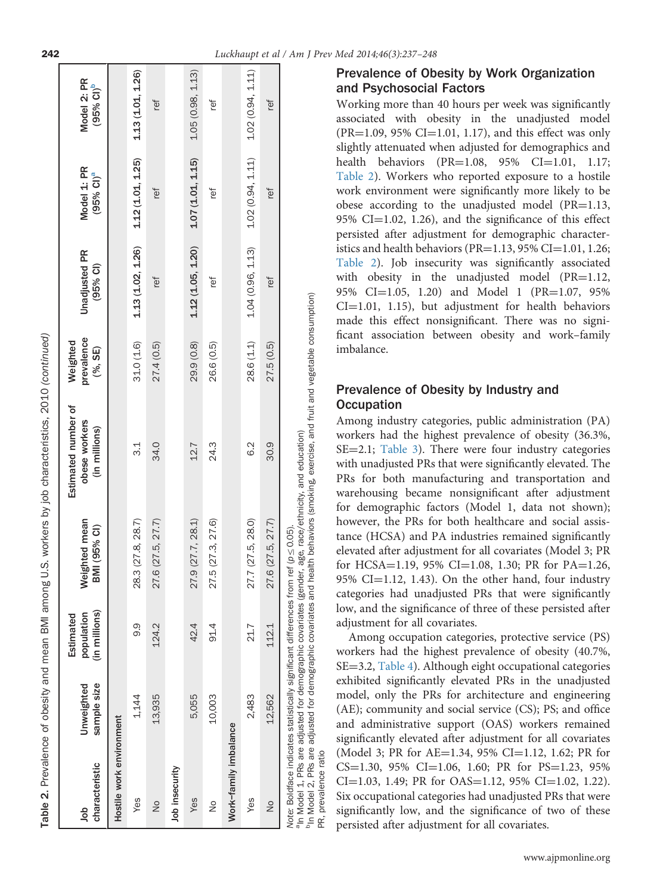**Table 2.** Prevalence of obesity and mean BMI among U.S. workers by job characteristics, 2010 *(continued)*

| Job characteristic | Unweighted sample size | Estimated population (in millions) | Weighted mean BMI (95% CI) | Estimated number of obese workers (in millions) | Weighted prevalence (%, SE) | Unadjusted PR (95% CI) | Model 1: PR (95% CI)[a] | Model 2: PR (95% CI)[b] |
|---|---|---|---|---|---|---|---|---|
| **Hostile work environment** | | | | | | | | |
| Yes | 1,144 | 9.9 | 28.3 (27.8, 28.7) | 3.1 | 31.0 (1.6) | **1.13 (1.02, 1.26)** | **1.12 (1.01, 1.25)** | **1.13 (1.01, 1.26)** |
| No | 13,935 | 124.2 | 27.6 (27.5, 27.7) | 34.0 | 27.4 (0.5) | ref | ref | ref |
| **Job insecurity** | | | | | | | | |
| Yes | 5,055 | 42.4 | 27.9 (27.7, 28.1) | 12.7 | 29.9 (0.8) | **1.12 (1.05, 1.20)** | **1.07 (1.01, 1.15)** | 1.05 (0.98, 1.13) |
| No | 10,003 | 91.4 | 27.5 (27.3, 27.6) | 24.3 | 26.6 (0.5) | ref | ref | ref |
| **Work–family imbalance** | | | | | | | | |
| Yes | 2,483 | 21.7 | 27.7 (27.5, 28.0) | 6.2 | 28.6 (1.1) | 1.04 (0.96, 1.13) | 1.02 (0.94, 1.11) | 1.02 (0.94, 1.11) |
| No | 12,562 | 112.1 | 27.6 (27.5, 27.7) | 30.9 | 27.5 (0.5) | ref | ref | ref |

*Note:* Boldface indicates statistically significant differences from ref ($p \leq 0.05$).
[a]In Model 1, PRs are adjusted for demographic covariates (gender, age, race/ethnicity, and education)
[b]In Model 2, PRs are adjusted for demographic covariates and health behaviors (smoking, exercise, and fruit and vegetable consumption)
PR, prevalence ratio

## Prevalence of Obesity by Work Organization and Psychosocial Factors

Working more than 40 hours per week was significantly associated with obesity in the unadjusted model (PR=1.09, 95% CI=1.01, 1.17), and this effect was only slightly attenuated when adjusted for demographics and health behaviors (PR=1.08, 95% CI=1.01, 1.17; Table 2). Workers who reported exposure to a hostile work environment were significantly more likely to be obese according to the unadjusted model (PR=1.13, 95% CI=1.02, 1.26), and the significance of this effect persisted after adjustment for demographic characteristics and health behaviors (PR=1.13, 95% CI=1.01, 1.26; Table 2). Job insecurity was significantly associated with obesity in the unadjusted model (PR=1.12, 95% CI=1.05, 1.20) and Model 1 (PR=1.07, 95% CI=1.01, 1.15), but adjustment for health behaviors made this effect nonsignificant. There was no significant association between obesity and work–family imbalance.

## Prevalence of Obesity by Industry and Occupation

Among industry categories, public administration (PA) workers had the highest prevalence of obesity (36.3%, SE=2.1; Table 3). There were four industry categories with unadjusted PRs that were significantly elevated. The PRs for both manufacturing and transportation and warehousing became nonsignificant after adjustment for demographic factors (Model 1, data not shown); however, the PRs for both healthcare and social assistance (HCSA) and PA industries remained significantly elevated after adjustment for all covariates (Model 3; PR for HCSA=1.19, 95% CI=1.08, 1.30; PR for PA=1.26, 95% CI=1.12, 1.43). On the other hand, four industry categories had unadjusted PRs that were significantly low, and the significance of three of these persisted after adjustment for all covariates.

Among occupation categories, protective service (PS) workers had the highest prevalence of obesity (40.7%, SE=3.2, Table 4). Although eight occupational categories exhibited significantly elevated PRs in the unadjusted model, only the PRs for architecture and engineering (AE); community and social service (CS); PS; and office and administrative support (OAS) workers remained significantly elevated after adjustment for all covariates (Model 3; PR for AE=1.34, 95% CI=1.12, 1.62; PR for CS=1.30, 95% CI=1.06, 1.60; PR for PS=1.23, 95% CI=1.03, 1.49; PR for OAS=1.12, 95% CI=1.02, 1.22). Six occupational categories had unadjusted PRs that were significantly low, and the significance of two of these persisted after adjustment for all covariates.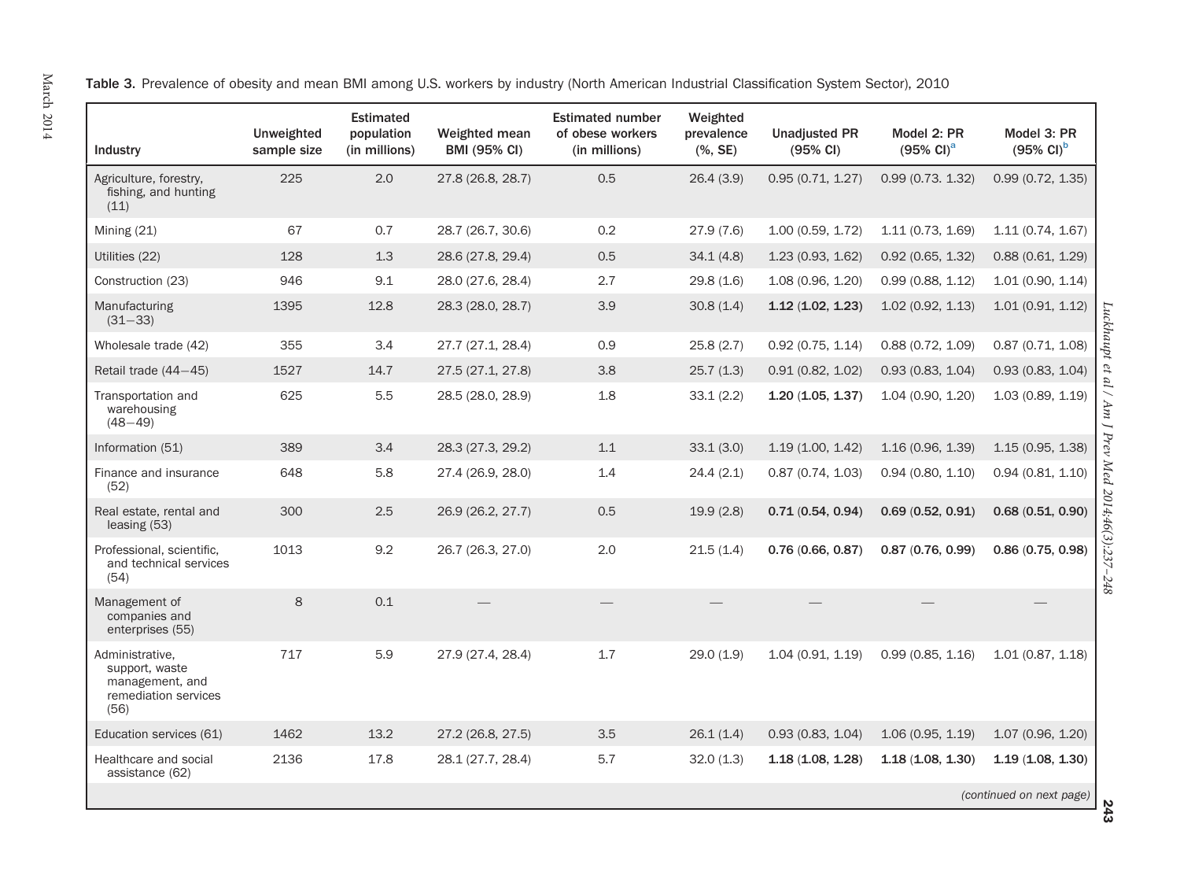**Table 3.** Prevalence of obesity and mean BMI among U.S. workers by industry (North American Industrial Classification System Sector), 2010

| Industry | Unweighted sample size | Estimated population (in millions) | Weighted mean BMI (95% CI) | Estimated number of obese workers (in millions) | Weighted prevalence (%, SE) | Unadjusted PR (95% CI) | Model 2: PR (95% CI)[a] | Model 3: PR (95% CI)[b] |
|---|---|---|---|---|---|---|---|---|
| Agriculture, forestry, fishing, and hunting (11) | 225 | 2.0 | 27.8 (26.8, 28.7) | 0.5 | 26.4 (3.9) | 0.95 (0.71, 1.27) | 0.99 (0.73. 1.32) | 0.99 (0.72, 1.35) |
| Mining (21) | 67 | 0.7 | 28.7 (26.7, 30.6) | 0.2 | 27.9 (7.6) | 1.00 (0.59, 1.72) | 1.11 (0.73, 1.69) | 1.11 (0.74, 1.67) |
| Utilities (22) | 128 | 1.3 | 28.6 (27.8, 29.4) | 0.5 | 34.1 (4.8) | 1.23 (0.93, 1.62) | 0.92 (0.65, 1.32) | 0.88 (0.61, 1.29) |
| Construction (23) | 946 | 9.1 | 28.0 (27.6, 28.4) | 2.7 | 29.8 (1.6) | 1.08 (0.96, 1.20) | 0.99 (0.88, 1.12) | 1.01 (0.90, 1.14) |
| Manufacturing (31–33) | 1395 | 12.8 | 28.3 (28.0, 28.7) | 3.9 | 30.8 (1.4) | **1.12 (1.02, 1.23)** | 1.02 (0.92, 1.13) | 1.01 (0.91, 1.12) |
| Wholesale trade (42) | 355 | 3.4 | 27.7 (27.1, 28.4) | 0.9 | 25.8 (2.7) | 0.92 (0.75, 1.14) | 0.88 (0.72, 1.09) | 0.87 (0.71, 1.08) |
| Retail trade (44–45) | 1527 | 14.7 | 27.5 (27.1, 27.8) | 3.8 | 25.7 (1.3) | 0.91 (0.82, 1.02) | 0.93 (0.83, 1.04) | 0.93 (0.83, 1.04) |
| Transportation and warehousing (48–49) | 625 | 5.5 | 28.5 (28.0, 28.9) | 1.8 | 33.1 (2.2) | **1.20 (1.05, 1.37)** | 1.04 (0.90, 1.20) | 1.03 (0.89, 1.19) |
| Information (51) | 389 | 3.4 | 28.3 (27.3, 29.2) | 1.1 | 33.1 (3.0) | 1.19 (1.00, 1.42) | 1.16 (0.96, 1.39) | 1.15 (0.95, 1.38) |
| Finance and insurance (52) | 648 | 5.8 | 27.4 (26.9, 28.0) | 1.4 | 24.4 (2.1) | 0.87 (0.74, 1.03) | 0.94 (0.80, 1.10) | 0.94 (0.81, 1.10) |
| Real estate, rental and leasing (53) | 300 | 2.5 | 26.9 (26.2, 27.7) | 0.5 | 19.9 (2.8) | **0.71 (0.54, 0.94)** | **0.69 (0.52, 0.91)** | **0.68 (0.51, 0.90)** |
| Professional, scientific, and technical services (54) | 1013 | 9.2 | 26.7 (26.3, 27.0) | 2.0 | 21.5 (1.4) | **0.76 (0.66, 0.87)** | **0.87 (0.76, 0.99)** | **0.86 (0.75, 0.98)** |
| Management of companies and enterprises (55) | 8 | 0.1 | — | — | — | — | — | — |
| Administrative, support, waste management, and remediation services (56) | 717 | 5.9 | 27.9 (27.4, 28.4) | 1.7 | 29.0 (1.9) | 1.04 (0.91, 1.19) | 0.99 (0.85, 1.16) | 1.01 (0.87, 1.18) |
| Education services (61) | 1462 | 13.2 | 27.2 (26.8, 27.5) | 3.5 | 26.1 (1.4) | 0.93 (0.83, 1.04) | 1.06 (0.95, 1.19) | 1.07 (0.96, 1.20) |
| Healthcare and social assistance (62) | 2136 | 17.8 | 28.1 (27.7, 28.4) | 5.7 | 32.0 (1.3) | **1.18 (1.08, 1.28)** | **1.18 (1.08, 1.30)** | **1.19 (1.08, 1.30)** |

*(continued on next page)*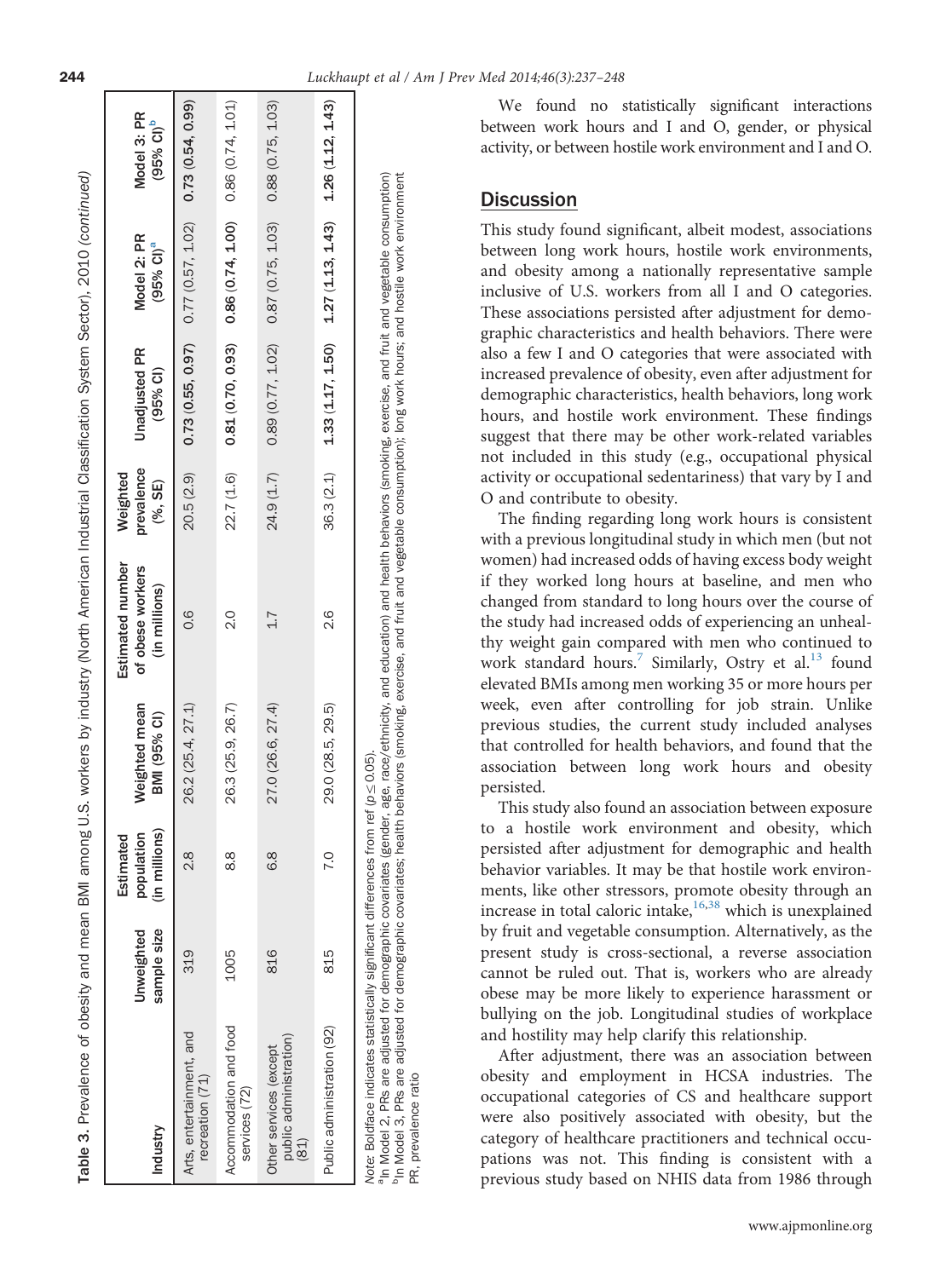Table 3. Prevalence of obesity and mean BMI among U.S. workers by industry (North American Industrial Classification System Sector), 2010 (*continued*)

| Industry | Unweighted sample size | Estimated population (in millions) | Weighted mean BMI (95% CI) | Estimated number of obese workers (in millions) | Weighted prevalence (%, SE) | Unadjusted PR (95% CI) | Model 2: PR (95% CI)[a] | Model 3: PR (95% CI)[b] |
|---|---|---|---|---|---|---|---|---|
| Arts, entertainment, and recreation (71) | 319 | 2.8 | 26.2 (25.4, 27.1) | 0.6 | 20.5 (2.9) | **0.73 (0.55, 0.97)** | 0.77 (0.57, 1.02) | **0.73 (0.54, 0.99)** |
| Accommodation and food services (72) | 1005 | 8.8 | 26.3 (25.9, 26.7) | 2.0 | 22.7 (1.6) | **0.81 (0.70, 0.93)** | **0.86 (0.74, 1.00)** | 0.86 (0.74, 1.01) |
| Other services (except public administration) (81) | 816 | 6.8 | 27.0 (26.6, 27.4) | 1.7 | 24.9 (1.7) | 0.89 (0.77, 1.02) | 0.87 (0.75, 1.03) | 0.88 (0.75, 1.03) |
| Public administration (92) | 815 | 7.0 | 29.0 (28.5, 29.5) | 2.6 | 36.3 (2.1) | **1.33 (1.17, 1.50)** | **1.27 (1.13, 1.43)** | **1.26 (1.12, 1.43)** |

*Note:* Boldface indicates statistically significant differences from ref ($p \leq 0.05$).
[a]In Model 2, PRs are adjusted for demographic covariates (gender, age, race/ethnicity, and education) and health behaviors (smoking, exercise, and fruit and vegetable consumption)
[b]In Model 3, PRs are adjusted for demographic covariates; health behaviors (smoking, exercise, and fruit and vegetable consumption); long work hours; and hostile work environment
PR, prevalence ratio

We found no statistically significant interactions between work hours and I and O, gender, or physical activity, or between hostile work environment and I and O.

## Discussion

This study found significant, albeit modest, associations between long work hours, hostile work environments, and obesity among a nationally representative sample inclusive of U.S. workers from all I and O categories. These associations persisted after adjustment for demographic characteristics and health behaviors. There were also a few I and O categories that were associated with increased prevalence of obesity, even after adjustment for demographic characteristics, health behaviors, long work hours, and hostile work environment. These findings suggest that there may be other work-related variables not included in this study (e.g., occupational physical activity or occupational sedentariness) that vary by I and O and contribute to obesity.

The finding regarding long work hours is consistent with a previous longitudinal study in which men (but not women) had increased odds of having excess body weight if they worked long hours at baseline, and men who changed from standard to long hours over the course of the study had increased odds of experiencing an unhealthy weight gain compared with men who continued to work standard hours.[7] Similarly, Ostry et al.[13] found elevated BMIs among men working 35 or more hours per week, even after controlling for job strain. Unlike previous studies, the current study included analyses that controlled for health behaviors, and found that the association between long work hours and obesity persisted.

This study also found an association between exposure to a hostile work environment and obesity, which persisted after adjustment for demographic and health behavior variables. It may be that hostile work environments, like other stressors, promote obesity through an increase in total caloric intake,[16,38] which is unexplained by fruit and vegetable consumption. Alternatively, as the present study is cross-sectional, a reverse association cannot be ruled out. That is, workers who are already obese may be more likely to experience harassment or bullying on the job. Longitudinal studies of workplace and hostility may help clarify this relationship.

After adjustment, there was an association between obesity and employment in HCSA industries. The occupational categories of CS and healthcare support were also positively associated with obesity, but the category of healthcare practitioners and technical occupations was not. This finding is consistent with a previous study based on NHIS data from 1986 through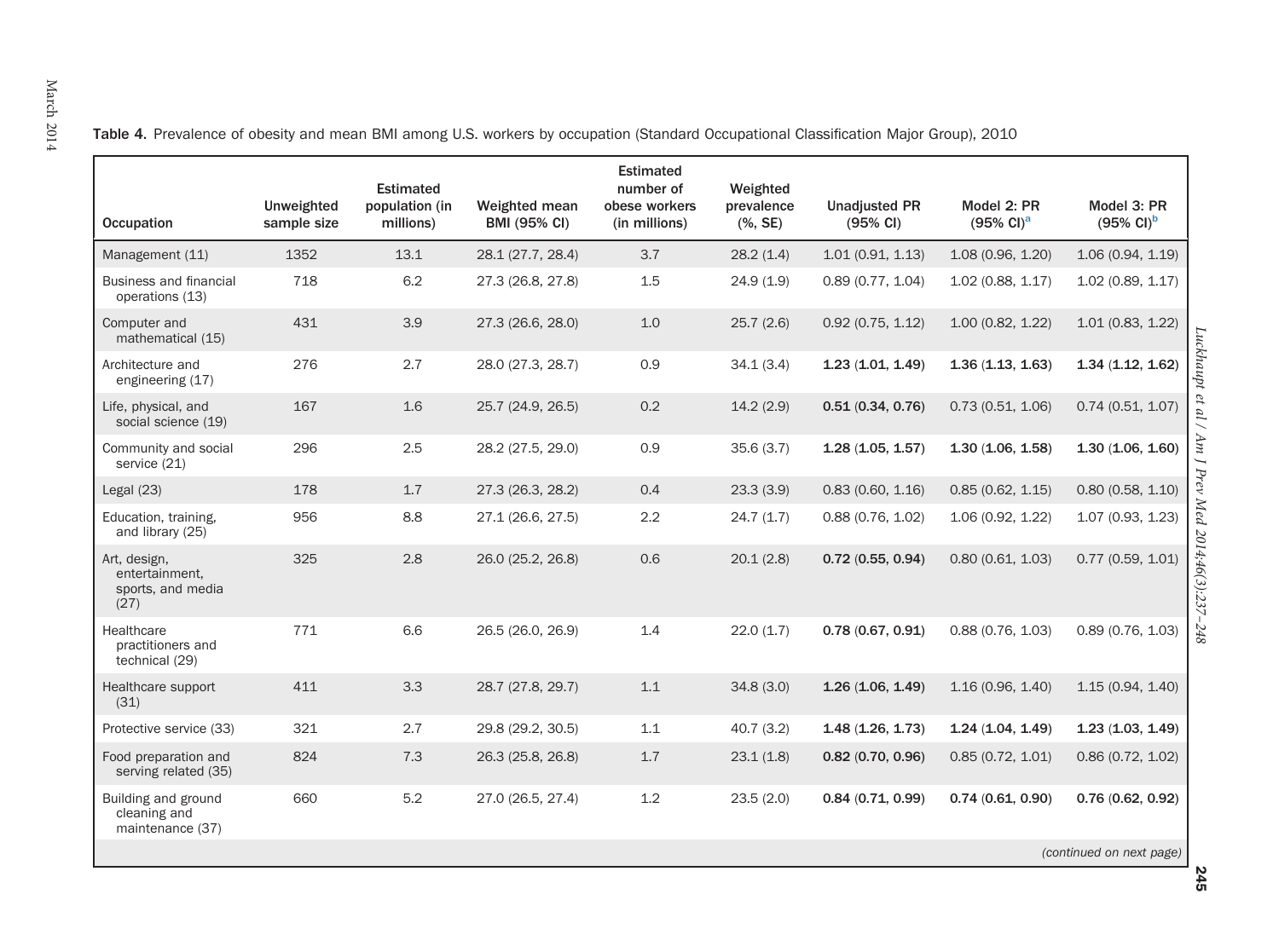**Table 4.** Prevalence of obesity and mean BMI among U.S. workers by occupation (Standard Occupational Classification Major Group), 2010

| Occupation | Unweighted sample size | Estimated population (in millions) | Weighted mean BMI (95% CI) | Estimated number of obese workers (in millions) | Weighted prevalence (%, SE) | Unadjusted PR (95% CI) | Model 2: PR (95% CI)[a] | Model 3: PR (95% CI)[b] |
|---|---|---|---|---|---|---|---|---|
| Management (11) | 1352 | 13.1 | 28.1 (27.7, 28.4) | 3.7 | 28.2 (1.4) | 1.01 (0.91, 1.13) | 1.08 (0.96, 1.20) | 1.06 (0.94, 1.19) |
| Business and financial operations (13) | 718 | 6.2 | 27.3 (26.8, 27.8) | 1.5 | 24.9 (1.9) | 0.89 (0.77, 1.04) | 1.02 (0.88, 1.17) | 1.02 (0.89, 1.17) |
| Computer and mathematical (15) | 431 | 3.9 | 27.3 (26.6, 28.0) | 1.0 | 25.7 (2.6) | 0.92 (0.75, 1.12) | 1.00 (0.82, 1.22) | 1.01 (0.83, 1.22) |
| Architecture and engineering (17) | 276 | 2.7 | 28.0 (27.3, 28.7) | 0.9 | 34.1 (3.4) | **1.23 (1.01, 1.49)** | **1.36 (1.13, 1.63)** | **1.34 (1.12, 1.62)** |
| Life, physical, and social science (19) | 167 | 1.6 | 25.7 (24.9, 26.5) | 0.2 | 14.2 (2.9) | **0.51 (0.34, 0.76)** | 0.73 (0.51, 1.06) | 0.74 (0.51, 1.07) |
| Community and social service (21) | 296 | 2.5 | 28.2 (27.5, 29.0) | 0.9 | 35.6 (3.7) | **1.28 (1.05, 1.57)** | **1.30 (1.06, 1.58)** | **1.30 (1.06, 1.60)** |
| Legal (23) | 178 | 1.7 | 27.3 (26.3, 28.2) | 0.4 | 23.3 (3.9) | 0.83 (0.60, 1.16) | 0.85 (0.62, 1.15) | 0.80 (0.58, 1.10) |
| Education, training, and library (25) | 956 | 8.8 | 27.1 (26.6, 27.5) | 2.2 | 24.7 (1.7) | 0.88 (0.76, 1.02) | 1.06 (0.92, 1.22) | 1.07 (0.93, 1.23) |
| Art, design, entertainment, sports, and media (27) | 325 | 2.8 | 26.0 (25.2, 26.8) | 0.6 | 20.1 (2.8) | **0.72 (0.55, 0.94)** | 0.80 (0.61, 1.03) | 0.77 (0.59, 1.01) |
| Healthcare practitioners and technical (29) | 771 | 6.6 | 26.5 (26.0, 26.9) | 1.4 | 22.0 (1.7) | **0.78 (0.67, 0.91)** | 0.88 (0.76, 1.03) | 0.89 (0.76, 1.03) |
| Healthcare support (31) | 411 | 3.3 | 28.7 (27.8, 29.7) | 1.1 | 34.8 (3.0) | **1.26 (1.06, 1.49)** | 1.16 (0.96, 1.40) | 1.15 (0.94, 1.40) |
| Protective service (33) | 321 | 2.7 | 29.8 (29.2, 30.5) | 1.1 | 40.7 (3.2) | **1.48 (1.26, 1.73)** | **1.24 (1.04, 1.49)** | **1.23 (1.03, 1.49)** |
| Food preparation and serving related (35) | 824 | 7.3 | 26.3 (25.8, 26.8) | 1.7 | 23.1 (1.8) | **0.82 (0.70, 0.96)** | 0.85 (0.72, 1.01) | 0.86 (0.72, 1.02) |
| Building and ground cleaning and maintenance (37) | 660 | 5.2 | 27.0 (26.5, 27.4) | 1.2 | 23.5 (2.0) | **0.84 (0.71, 0.99)** | **0.74 (0.61, 0.90)** | **0.76 (0.62, 0.92)** |

*(continued on next page)*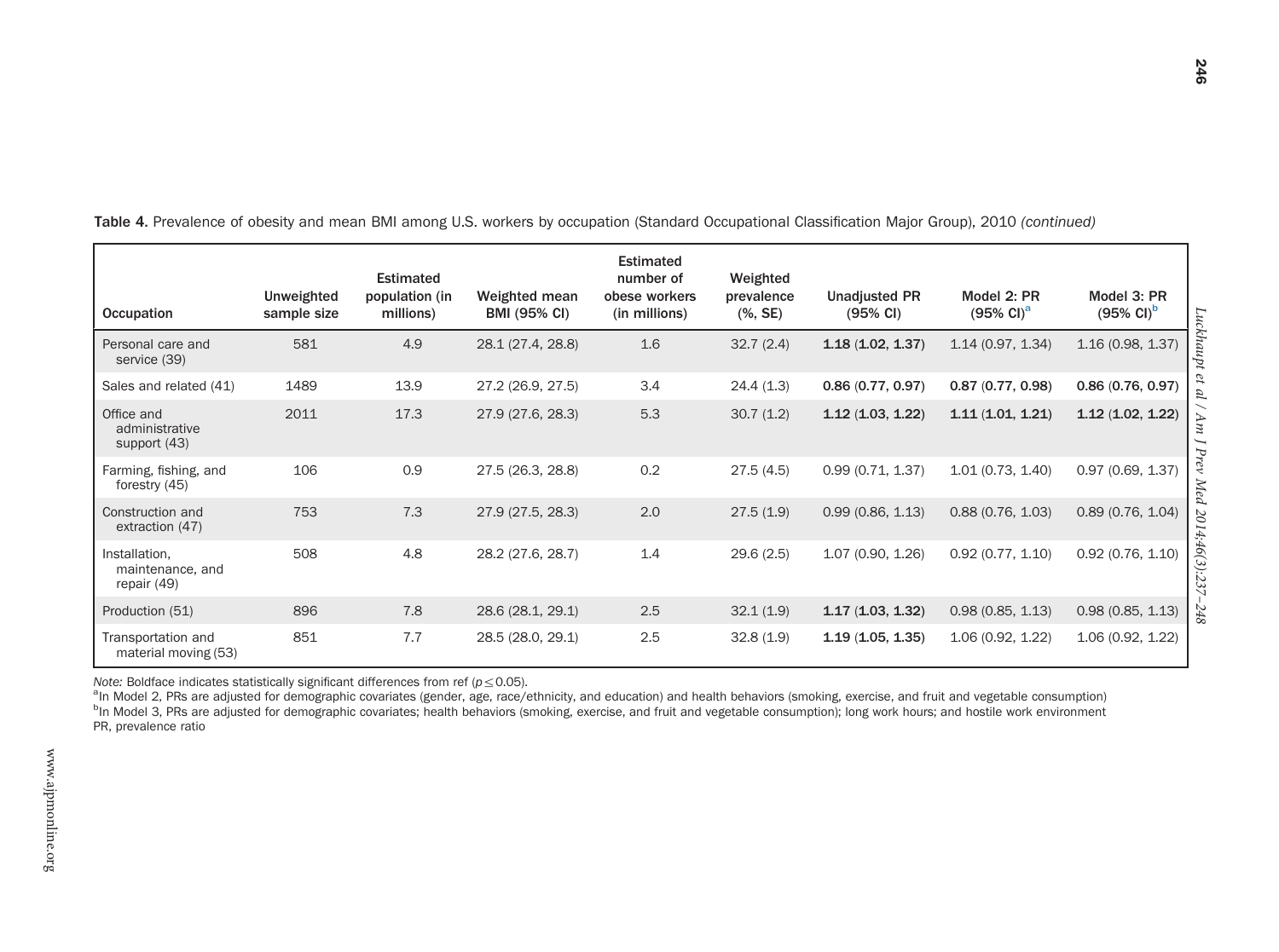**Table 4.** Prevalence of obesity and mean BMI among U.S. workers by occupation (Standard Occupational Classification Major Group), 2010 *(continued)*

| Occupation | Unweighted sample size | Estimated population (in millions) | Weighted mean BMI (95% CI) | Estimated number of obese workers (in millions) | Weighted prevalence (%, SE) | Unadjusted PR (95% CI) | Model 2: PR (95% CI)[a] | Model 3: PR (95% CI)[b] |
|---|---|---|---|---|---|---|---|---|
| Personal care and service (39) | 581 | 4.9 | 28.1 (27.4, 28.8) | 1.6 | 32.7 (2.4) | **1.18** (**1.02, 1.37**) | 1.14 (0.97, 1.34) | 1.16 (0.98, 1.37) |
| Sales and related (41) | 1489 | 13.9 | 27.2 (26.9, 27.5) | 3.4 | 24.4 (1.3) | **0.86** (**0.77, 0.97**) | **0.87** (**0.77, 0.98**) | **0.86** (**0.76, 0.97**) |
| Office and administrative support (43) | 2011 | 17.3 | 27.9 (27.6, 28.3) | 5.3 | 30.7 (1.2) | **1.12** (**1.03, 1.22**) | **1.11** (**1.01, 1.21**) | **1.12** (**1.02, 1.22**) |
| Farming, fishing, and forestry (45) | 106 | 0.9 | 27.5 (26.3, 28.8) | 0.2 | 27.5 (4.5) | 0.99 (0.71, 1.37) | 1.01 (0.73, 1.40) | 0.97 (0.69, 1.37) |
| Construction and extraction (47) | 753 | 7.3 | 27.9 (27.5, 28.3) | 2.0 | 27.5 (1.9) | 0.99 (0.86, 1.13) | 0.88 (0.76, 1.03) | 0.89 (0.76, 1.04) |
| Installation, maintenance, and repair (49) | 508 | 4.8 | 28.2 (27.6, 28.7) | 1.4 | 29.6 (2.5) | 1.07 (0.90, 1.26) | 0.92 (0.77, 1.10) | 0.92 (0.76, 1.10) |
| Production (51) | 896 | 7.8 | 28.6 (28.1, 29.1) | 2.5 | 32.1 (1.9) | **1.17** (**1.03, 1.32**) | 0.98 (0.85, 1.13) | 0.98 (0.85, 1.13) |
| Transportation and material moving (53) | 851 | 7.7 | 28.5 (28.0, 29.1) | 2.5 | 32.8 (1.9) | **1.19** (**1.05, 1.35**) | 1.06 (0.92, 1.22) | 1.06 (0.92, 1.22) |

*Note:* Boldface indicates statistically significant differences from ref ($p \leq 0.05$).

[a]In Model 2, PRs are adjusted for demographic covariates (gender, age, race/ethnicity, and education) and health behaviors (smoking, exercise, and fruit and vegetable consumption)

[b]In Model 3, PRs are adjusted for demographic covariates; health behaviors (smoking, exercise, and fruit and vegetable consumption); long work hours; and hostile work environment

PR, prevalence ratio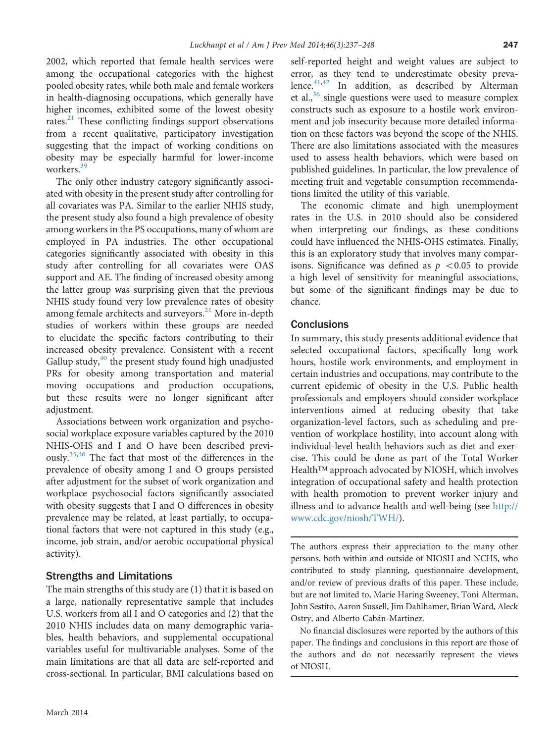2002, which reported that female health services were among the occupational categories with the highest pooled obesity rates, while both male and female workers in health-diagnosing occupations, which generally have higher incomes, exhibited some of the lowest obesity rates.[21] These conflicting findings support observations from a recent qualitative, participatory investigation suggesting that the impact of working conditions on obesity may be especially harmful for lower-income workers.[39]

The only other industry category significantly associated with obesity in the present study after controlling for all covariates was PA. Similar to the earlier NHIS study, the present study also found a high prevalence of obesity among workers in the PS occupations, many of whom are employed in PA industries. The other occupational categories significantly associated with obesity in this study after controlling for all covariates were OAS support and AE. The finding of increased obesity among the latter group was surprising given that the previous NHIS study found very low prevalence rates of obesity among female architects and surveyors.[21] More in-depth studies of workers within these groups are needed to elucidate the specific factors contributing to their increased obesity prevalence. Consistent with a recent Gallup study,[40] the present study found high unadjusted PRs for obesity among transportation and material moving occupations and production occupations, but these results were no longer significant after adjustment.

Associations between work organization and psychosocial workplace exposure variables captured by the 2010 NHIS-OHS and I and O have been described previously.[35,36] The fact that most of the differences in the prevalence of obesity among I and O groups persisted after adjustment for the subset of work organization and workplace psychosocial factors significantly associated with obesity suggests that I and O differences in obesity prevalence may be related, at least partially, to occupational factors that were not captured in this study (e.g., income, job strain, and/or aerobic occupational physical activity).

## Strengths and Limitations

The main strengths of this study are (1) that it is based on a large, nationally representative sample that includes U.S. workers from all I and O categories and (2) that the 2010 NHIS includes data on many demographic variables, health behaviors, and supplemental occupational variables useful for multivariable analyses. Some of the main limitations are that all data are self-reported and cross-sectional. In particular, BMI calculations based on self-reported height and weight values are subject to error, as they tend to underestimate obesity prevalence.[41,42] In addition, as described by Alterman et al.,[36] single questions were used to measure complex constructs such as exposure to a hostile work environment and job insecurity because more detailed information on these factors was beyond the scope of the NHIS. There are also limitations associated with the measures used to assess health behaviors, which were based on published guidelines. In particular, the low prevalence of meeting fruit and vegetable consumption recommendations limited the utility of this variable.

The economic climate and high unemployment rates in the U.S. in 2010 should also be considered when interpreting our findings, as these conditions could have influenced the NHIS-OHS estimates. Finally, this is an exploratory study that involves many comparisons. Significance was defined as $p < 0.05$ to provide a high level of sensitivity for meaningful associations, but some of the significant findings may be due to chance.

## Conclusions

In summary, this study presents additional evidence that selected occupational factors, specifically long work hours, hostile work environments, and employment in certain industries and occupations, may contribute to the current epidemic of obesity in the U.S. Public health professionals and employers should consider workplace interventions aimed at reducing obesity that take organization-level factors, such as scheduling and prevention of workplace hostility, into account along with individual-level health behaviors such as diet and exercise. This could be done as part of the Total Worker Health™ approach advocated by NIOSH, which involves integration of occupational safety and health protection with health promotion to prevent worker injury and illness and to advance health and well-being (see http://www.cdc.gov/niosh/TWH/).

---

The authors express their appreciation to the many other persons, both within and outside of NIOSH and NCHS, who contributed to study planning, questionnaire development, and/or review of previous drafts of this paper. These include, but are not limited to, Marie Haring Sweeney, Toni Alterman, John Sestito, Aaron Sussell, Jim Dahlhamer, Brian Ward, Aleck Ostry, and Alberto Cabán-Martinez.

No financial disclosures were reported by the authors of this paper. The findings and conclusions in this report are those of the authors and do not necessarily represent the views of NIOSH.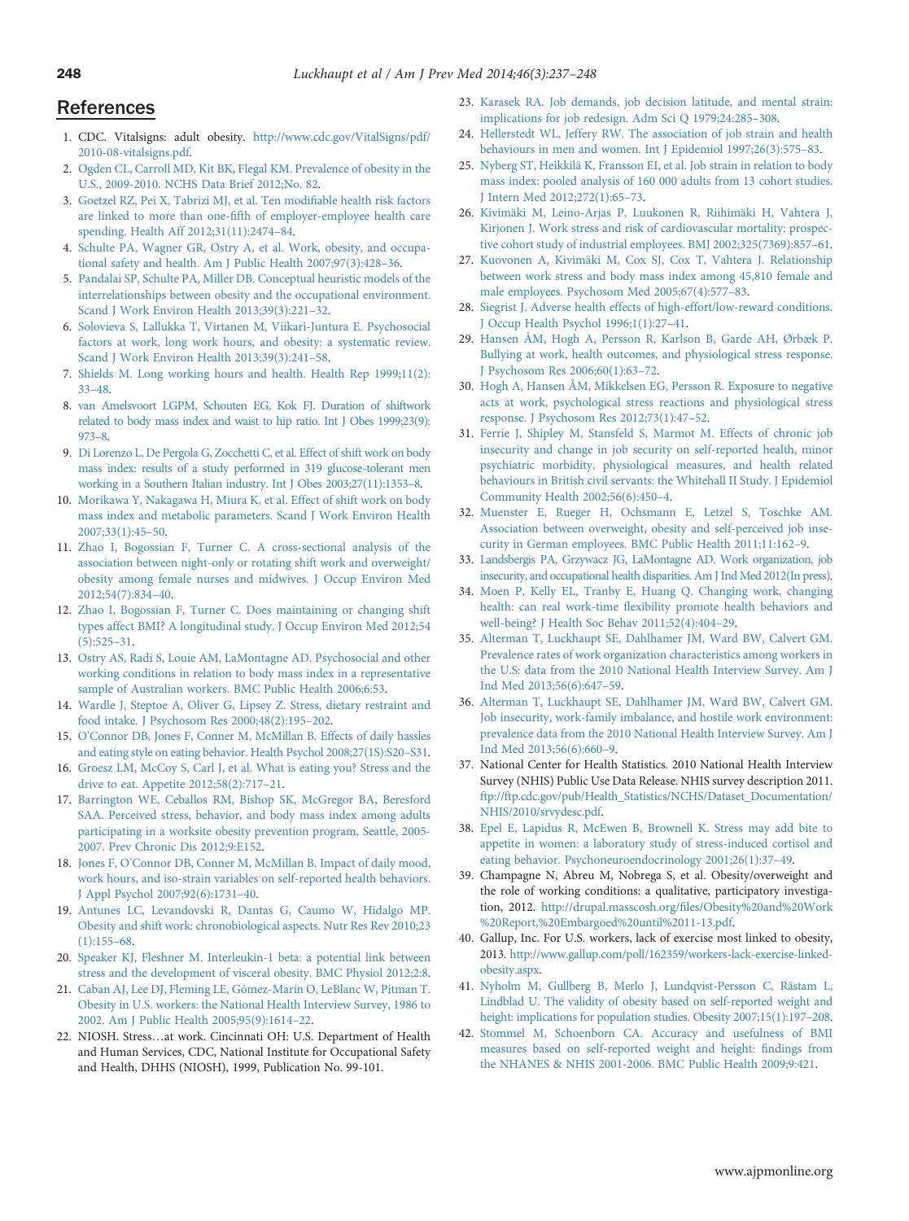## References

1. CDC. Vitalsigns: adult obesity. http://www.cdc.gov/VitalSigns/pdf/2010-08-vitalsigns.pdf.
2. Ogden CL, Carroll MD, Kit BK, Flegal KM. Prevalence of obesity in the U.S., 2009-2010. NCHS Data Brief 2012;No. 82.
3. Goetzel RZ, Pei X, Tabrizi MJ, et al. Ten modifiable health risk factors are linked to more than one-fifth of employer-employee health care spending. Health Aff 2012;31(11):2474–84.
4. Schulte PA, Wagner GR, Ostry A, et al. Work, obesity, and occupational safety and health. Am J Public Health 2007;97(3):428–36.
5. Pandalai SP, Schulte PA, Miller DB. Conceptual heuristic models of the interrelationships between obesity and the occupational environment. Scand J Work Environ Health 2013;39(3):221–32.
6. Solovieva S, Lallukka T, Virtanen M, Viikari-Juntura E. Psychosocial factors at work, long work hours, and obesity: a systematic review. Scand J Work Environ Health 2013;39(3):241–58.
7. Shields M. Long working hours and health. Health Rep 1999;11(2):33–48.
8. van Amelsvoort LGPM, Schouten EG, Kok FJ. Duration of shiftwork related to body mass index and waist to hip ratio. Int J Obes 1999;23(9):973–8.
9. Di Lorenzo L, De Pergola G, Zocchetti C, et al. Effect of shift work on body mass index: results of a study performed in 319 glucose-tolerant men working in a Southern Italian industry. Int J Obes 2003;27(11):1353–8.
10. Morikawa Y, Nakagawa H, Miura K, et al. Effect of shift work on body mass index and metabolic parameters. Scand J Work Environ Health 2007;33(1):45–50.
11. Zhao I, Bogossian F, Turner C. A cross-sectional analysis of the association between night-only or rotating shift work and overweight/obesity among female nurses and midwives. J Occup Environ Med 2012;54(7):834–40.
12. Zhao I, Bogossian F, Turner C. Does maintaining or changing shift types affect BMI? A longitudinal study. J Occup Environ Med 2012;54(5):525–31.
13. Ostry AS, Radi S, Louie AM, LaMontagne AD. Psychosocial and other working conditions in relation to body mass index in a representative sample of Australian workers. BMC Public Health 2006;6:53.
14. Wardle J, Steptoe A, Oliver G, Lipsey Z. Stress, dietary restraint and food intake. J Psychosom Res 2000;48(2):195–202.
15. O'Connor DB, Jones F, Conner M, McMillan B. Effects of daily hassles and eating style on eating behavior. Health Psychol 2008;27(1S):S20–S31.
16. Groesz LM, McCoy S, Carl J, et al. What is eating you? Stress and the drive to eat. Appetite 2012;58(2):717–21.
17. Barrington WE, Ceballos RM, Bishop SK, McGregor BA, Beresford SAA. Perceived stress, behavior, and body mass index among adults participating in a worksite obesity prevention program, Seattle, 2005-2007. Prev Chronic Dis 2012;9:E152.
18. Jones F, O'Connor DB, Conner M, McMillan B. Impact of daily mood, work hours, and iso-strain variables on self-reported health behaviors. J Appl Psychol 2007;92(6):1731–40.
19. Antunes LC, Levandovski R, Dantas G, Caumo W, Hidalgo MP. Obesity and shift work: chronobiological aspects. Nutr Res Rev 2010;23(1):155–68.
20. Speaker KJ, Fleshner M. Interleukin-1 beta: a potential link between stress and the development of visceral obesity. BMC Physiol 2012;2:8.
21. Caban AJ, Lee DJ, Fleming LE, Gómez-Marín O, LeBlanc W, Pitman T. Obesity in U.S. workers: the National Health Interview Survey, 1986 to 2002. Am J Public Health 2005;95(9):1614–22.
22. NIOSH. Stress…at work. Cincinnati OH: U.S. Department of Health and Human Services, CDC, National Institute for Occupational Safety and Health, DHHS (NIOSH), 1999, Publication No. 99-101.
23. Karasek RA. Job demands, job decision latitude, and mental strain: implications for job redesign. Adm Sci Q 1979;24:285–308.
24. Hellerstedt WL, Jeffery RW. The association of job strain and health behaviours in men and women. Int J Epidemiol 1997;26(3):575–83.
25. Nyberg ST, Heikkilä K, Fransson EI, et al. Job strain in relation to body mass index: pooled analysis of 160 000 adults from 13 cohort studies. J Intern Med 2012;272(1):65–73.
26. Kivimäki M, Leino-Arjas P, Luukonen R, Riihimäki H, Vahtera J, Kirjonen J. Work stress and risk of cardiovascular mortality: prospective cohort study of industrial employees. BMJ 2002;325(7369):857–61.
27. Kuovonen A, Kivimäki M, Cox SJ, Cox T, Vahtera J. Relationship between work stress and body mass index among 45,810 female and male employees. Psychosom Med 2005;67(4):577–83.
28. Siegrist J. Adverse health effects of high-effort/low-reward conditions. J Occup Health Psychol 1996;1(1):27–41.
29. Hansen ÅM, Hogh A, Persson R, Karlson B, Garde AH, Ørbæk P. Bullying at work, health outcomes, and physiological stress response. J Psychosom Res 2006;60(1):63–72.
30. Hogh A, Hansen ÅM, Mikkelsen EG, Persson R. Exposure to negative acts at work, psychological stress reactions and physiological stress response. J Psychosom Res 2012;73(1):47–52.
31. Ferrie J, Shipley M, Stansfeld S, Marmot M. Effects of chronic job insecurity and change in job security on self-reported health, minor psychiatric morbidity, physiological measures, and health related behaviours in British civil servants: the Whitehall II Study. J Epidemiol Community Health 2002;56(6):450–4.
32. Muenster E, Rueger H, Ochsmann E, Letzel S, Toschke AM. Association between overweight, obesity and self-perceived job insecurity in German employees. BMC Public Health 2011;11:162–9.
33. Landsbergis PA, Grzywacz JG, LaMontagne AD. Work organization, job insecurity, and occupational health disparities. Am J Ind Med 2012(In press).
34. Moen P, Kelly EL, Tranby E, Huang Q. Changing work, changing health: can real work-time flexibility promote health behaviors and well-being? J Health Soc Behav 2011;52(4):404–29.
35. Alterman T, Luckhaupt SE, Dahlhamer JM, Ward BW, Calvert GM. Prevalence rates of work organization characteristics among workers in the U.S: data from the 2010 National Health Interview Survey. Am J Ind Med 2013;56(6):647–59.
36. Alterman T, Luckhaupt SE, Dahlhamer JM, Ward BW, Calvert GM. Job insecurity, work-family imbalance, and hostile work environment: prevalence data from the 2010 National Health Interview Survey. Am J Ind Med 2013;56(6):660–9.
37. National Center for Health Statistics. 2010 National Health Interview Survey (NHIS) Public Use Data Release. NHIS survey description 2011. ftp://ftp.cdc.gov/pub/Health_Statistics/NCHS/Dataset_Documentation/NHIS/2010/srvydesc.pdf.
38. Epel E, Lapidus R, McEwen B, Brownell K. Stress may add bite to appetite in women: a laboratory study of stress-induced cortisol and eating behavior. Psychoneuroendocrinology 2001;26(1):37–49.
39. Champagne N, Abreu M, Nobrega S, et al. Obesity/overweight and the role of working conditions: a qualitative, participatory investigation, 2012. http://drupal.masscosh.org/files/Obesity%20and%20Work%20Report,%20Embargoed%20until%2011-13.pdf.
40. Gallup, Inc. For U.S. workers, lack of exercise most linked to obesity, 2013. http://www.gallup.com/poll/162359/workers-lack-exercise-linked-obesity.aspx.
41. Nyholm M, Gullberg B, Merlo J, Lundqvist-Persson C, Råstam L, Lindblad U. The validity of obesity based on self-reported weight and height: implications for population studies. Obesity 2007;15(1):197–208.
42. Stommel M, Schoenborn CA. Accuracy and usefulness of BMI measures based on self-reported weight and height: findings from the NHANES & NHIS 2001-2006. BMC Public Health 2009;9:421.